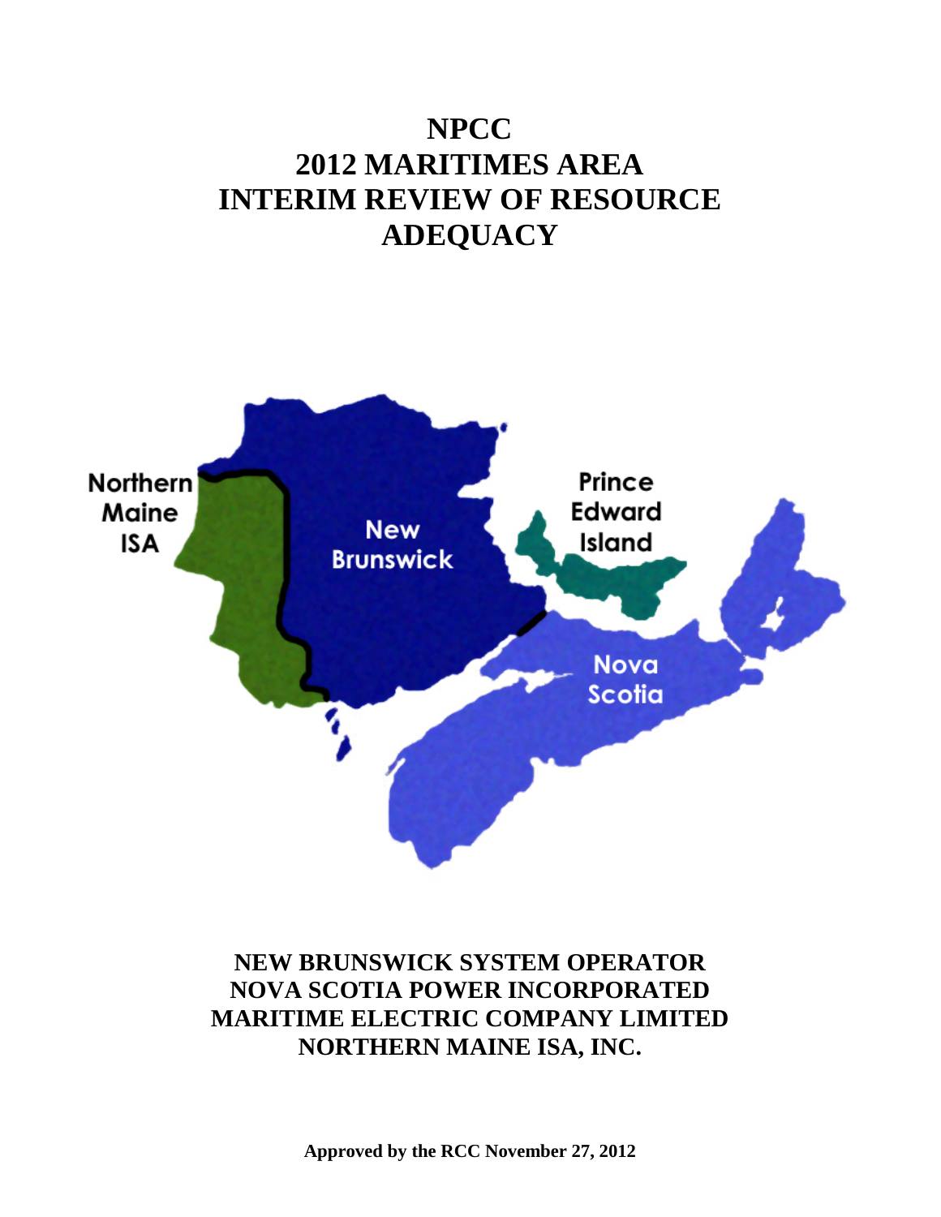# NPCC
# 2012 MARITIMES AREA
# INTERIM REVIEW OF RESOURCE ADEQUACY

Northern Maine ISA

New Brunswick

Prince Edward Island

Nova Scotia

**NEW BRUNSWICK SYSTEM OPERATOR**
**NOVA SCOTIA POWER INCORPORATED**
**MARITIME ELECTRIC COMPANY LIMITED**
**NORTHERN MAINE ISA, INC.**

**Approved by the RCC November 27, 2012**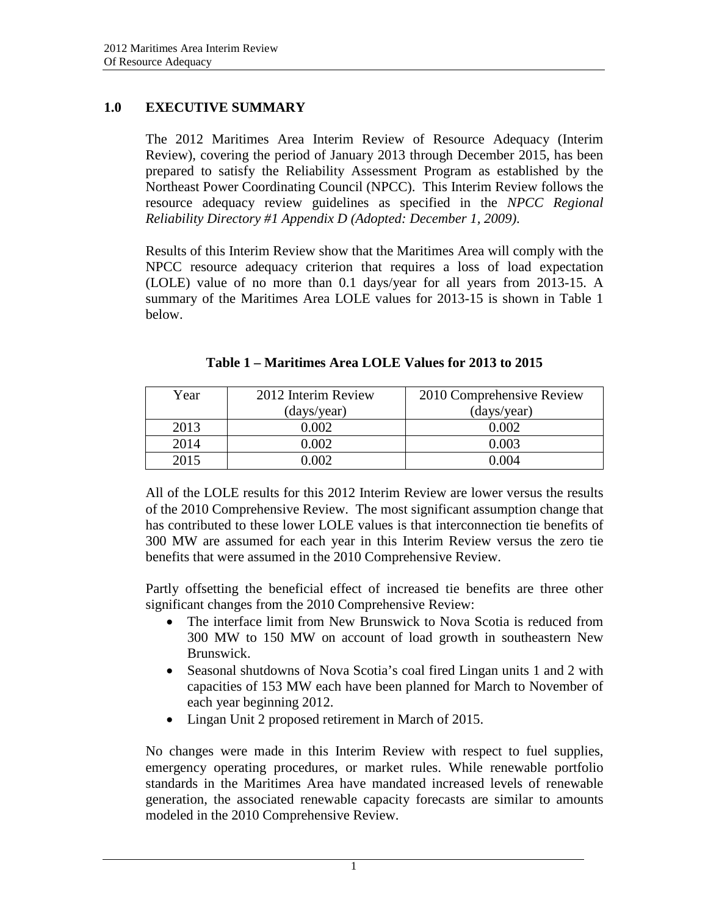## 1.0 EXECUTIVE SUMMARY

The 2012 Maritimes Area Interim Review of Resource Adequacy (Interim Review), covering the period of January 2013 through December 2015, has been prepared to satisfy the Reliability Assessment Program as established by the Northeast Power Coordinating Council (NPCC). This Interim Review follows the resource adequacy review guidelines as specified in the *NPCC Regional Reliability Directory #1 Appendix D (Adopted: December 1, 2009).*

Results of this Interim Review show that the Maritimes Area will comply with the NPCC resource adequacy criterion that requires a loss of load expectation (LOLE) value of no more than 0.1 days/year for all years from 2013-15. A summary of the Maritimes Area LOLE values for 2013-15 is shown in Table 1 below.

**Table 1 – Maritimes Area LOLE Values for 2013 to 2015**

| Year | 2012 Interim Review (days/year) | 2010 Comprehensive Review (days/year) |
|---|---|---|
| 2013 | 0.002 | 0.002 |
| 2014 | 0.002 | 0.003 |
| 2015 | 0.002 | 0.004 |

All of the LOLE results for this 2012 Interim Review are lower versus the results of the 2010 Comprehensive Review. The most significant assumption change that has contributed to these lower LOLE values is that interconnection tie benefits of 300 MW are assumed for each year in this Interim Review versus the zero tie benefits that were assumed in the 2010 Comprehensive Review.

Partly offsetting the beneficial effect of increased tie benefits are three other significant changes from the 2010 Comprehensive Review:

- The interface limit from New Brunswick to Nova Scotia is reduced from 300 MW to 150 MW on account of load growth in southeastern New Brunswick.
- Seasonal shutdowns of Nova Scotia's coal fired Lingan units 1 and 2 with capacities of 153 MW each have been planned for March to November of each year beginning 2012.
- Lingan Unit 2 proposed retirement in March of 2015.

No changes were made in this Interim Review with respect to fuel supplies, emergency operating procedures, or market rules. While renewable portfolio standards in the Maritimes Area have mandated increased levels of renewable generation, the associated renewable capacity forecasts are similar to amounts modeled in the 2010 Comprehensive Review.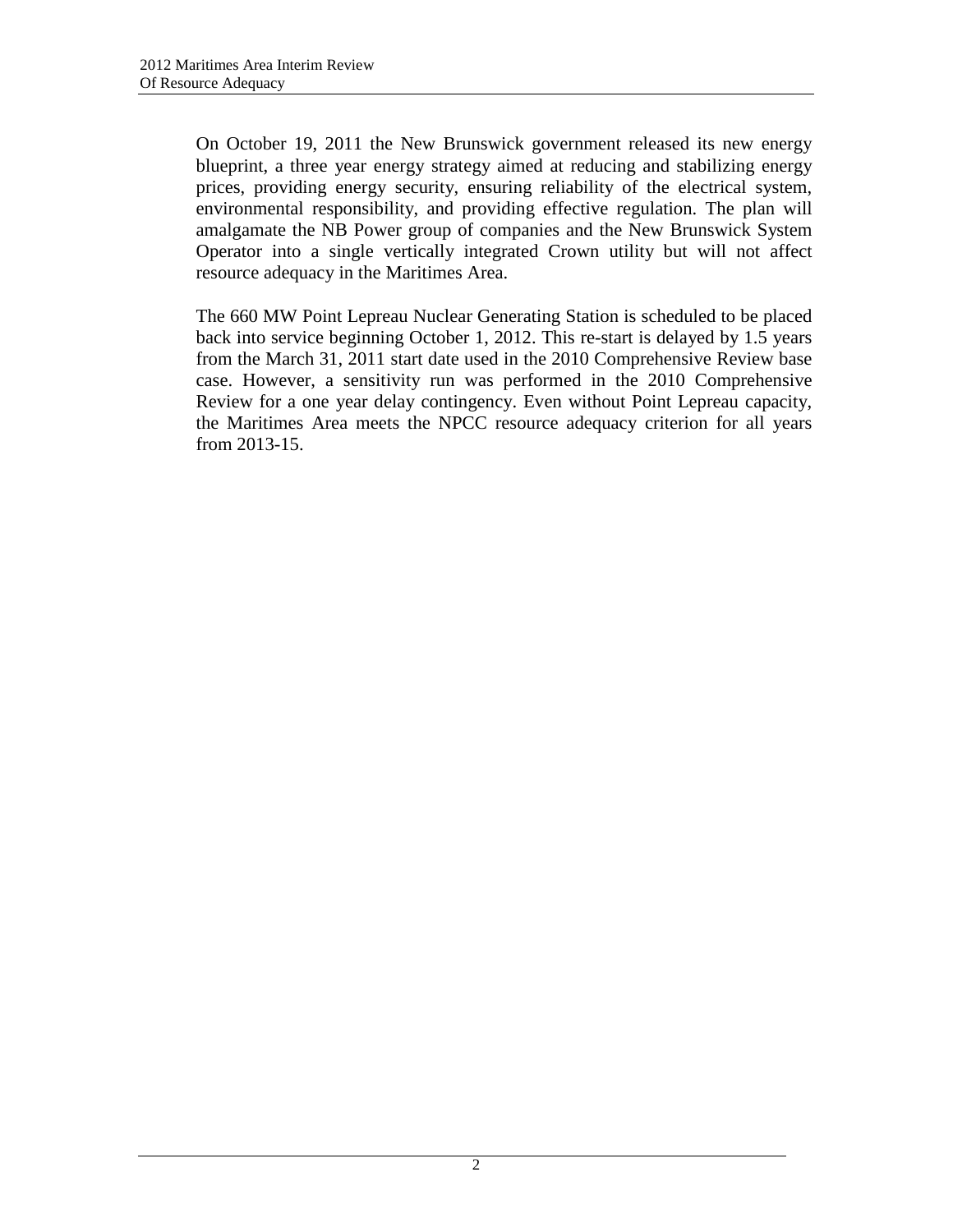On October 19, 2011 the New Brunswick government released its new energy blueprint, a three year energy strategy aimed at reducing and stabilizing energy prices, providing energy security, ensuring reliability of the electrical system, environmental responsibility, and providing effective regulation. The plan will amalgamate the NB Power group of companies and the New Brunswick System Operator into a single vertically integrated Crown utility but will not affect resource adequacy in the Maritimes Area.

The 660 MW Point Lepreau Nuclear Generating Station is scheduled to be placed back into service beginning October 1, 2012. This re-start is delayed by 1.5 years from the March 31, 2011 start date used in the 2010 Comprehensive Review base case. However, a sensitivity run was performed in the 2010 Comprehensive Review for a one year delay contingency. Even without Point Lepreau capacity, the Maritimes Area meets the NPCC resource adequacy criterion for all years from 2013-15.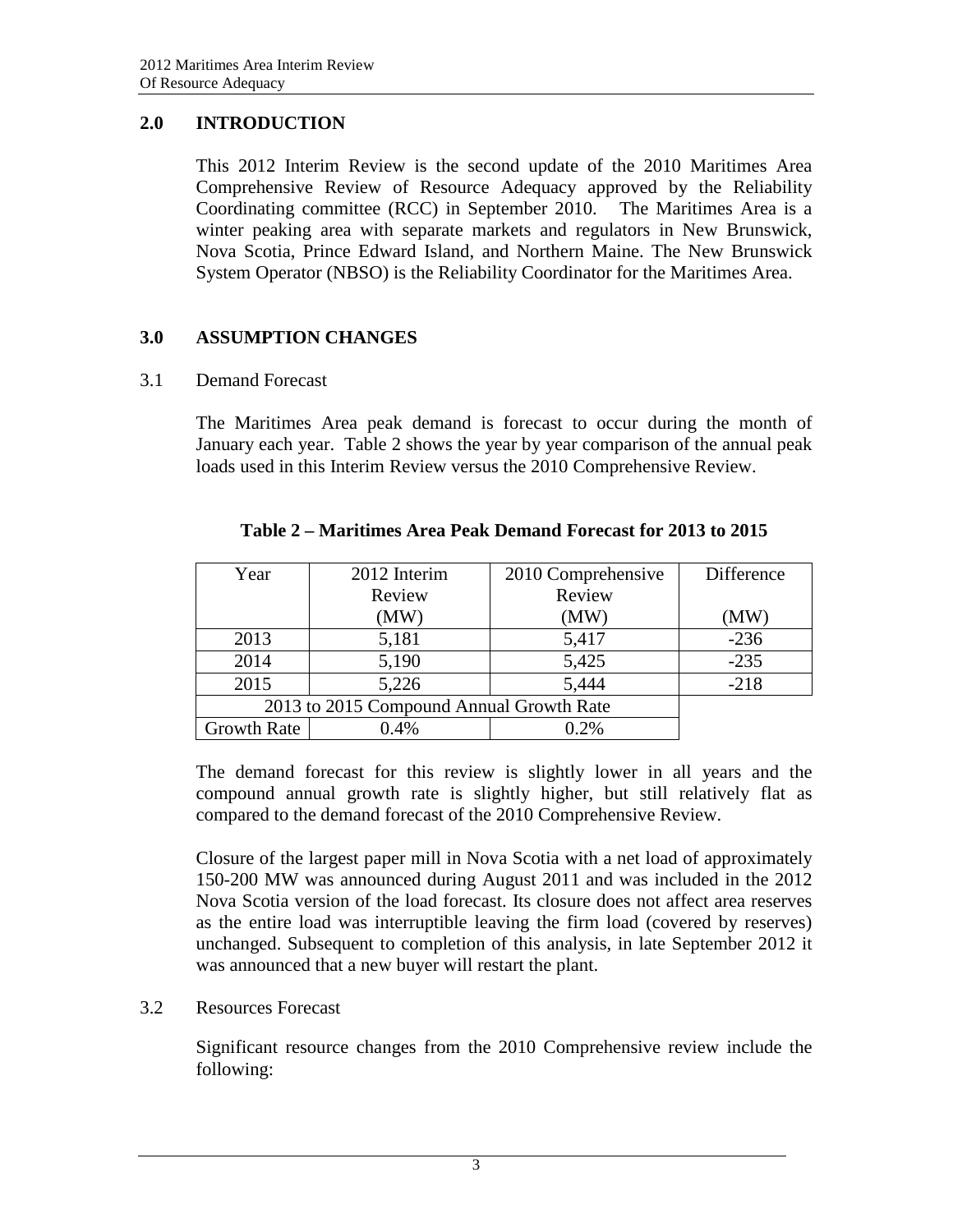## 2.0 INTRODUCTION

This 2012 Interim Review is the second update of the 2010 Maritimes Area Comprehensive Review of Resource Adequacy approved by the Reliability Coordinating committee (RCC) in September 2010. The Maritimes Area is a winter peaking area with separate markets and regulators in New Brunswick, Nova Scotia, Prince Edward Island, and Northern Maine. The New Brunswick System Operator (NBSO) is the Reliability Coordinator for the Maritimes Area.

## 3.0 ASSUMPTION CHANGES

### 3.1 Demand Forecast

The Maritimes Area peak demand is forecast to occur during the month of January each year. Table 2 shows the year by year comparison of the annual peak loads used in this Interim Review versus the 2010 Comprehensive Review.

**Table 2 – Maritimes Area Peak Demand Forecast for 2013 to 2015**

| Year | 2012 Interim Review (MW) | 2010 Comprehensive Review (MW) | Difference (MW) |
|---|---|---|---|
| 2013 | 5,181 | 5,417 | -236 |
| 2014 | 5,190 | 5,425 | -235 |
| 2015 | 5,226 | 5,444 | -218 |
| 2013 to 2015 Compound Annual Growth Rate | | | |
| Growth Rate | 0.4% | 0.2% | |

The demand forecast for this review is slightly lower in all years and the compound annual growth rate is slightly higher, but still relatively flat as compared to the demand forecast of the 2010 Comprehensive Review.

Closure of the largest paper mill in Nova Scotia with a net load of approximately 150-200 MW was announced during August 2011 and was included in the 2012 Nova Scotia version of the load forecast. Its closure does not affect area reserves as the entire load was interruptible leaving the firm load (covered by reserves) unchanged. Subsequent to completion of this analysis, in late September 2012 it was announced that a new buyer will restart the plant.

### 3.2 Resources Forecast

Significant resource changes from the 2010 Comprehensive review include the following: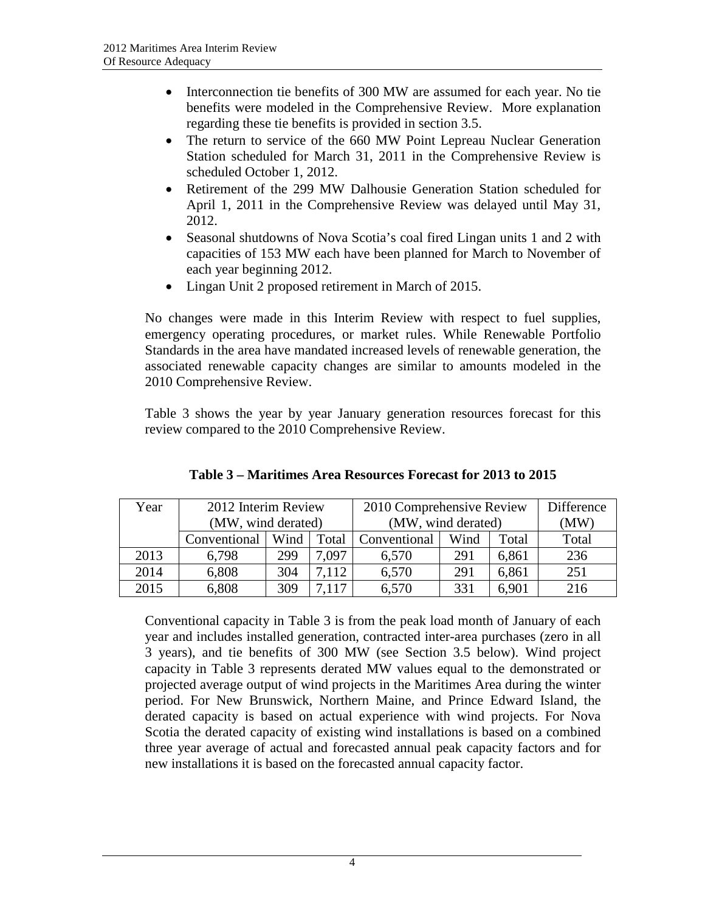- Interconnection tie benefits of 300 MW are assumed for each year. No tie benefits were modeled in the Comprehensive Review. More explanation regarding these tie benefits is provided in section 3.5.
- The return to service of the 660 MW Point Lepreau Nuclear Generation Station scheduled for March 31, 2011 in the Comprehensive Review is scheduled October 1, 2012.
- Retirement of the 299 MW Dalhousie Generation Station scheduled for April 1, 2011 in the Comprehensive Review was delayed until May 31, 2012.
- Seasonal shutdowns of Nova Scotia's coal fired Lingan units 1 and 2 with capacities of 153 MW each have been planned for March to November of each year beginning 2012.
- Lingan Unit 2 proposed retirement in March of 2015.

No changes were made in this Interim Review with respect to fuel supplies, emergency operating procedures, or market rules. While Renewable Portfolio Standards in the area have mandated increased levels of renewable generation, the associated renewable capacity changes are similar to amounts modeled in the 2010 Comprehensive Review.

Table 3 shows the year by year January generation resources forecast for this review compared to the 2010 Comprehensive Review.

**Table 3 – Maritimes Area Resources Forecast for 2013 to 2015**

| Year | 2012 Interim Review (MW, wind derated) | | | 2010 Comprehensive Review (MW, wind derated) | | | Difference (MW) |
|---|---|---|---|---|---|---|---|
| | Conventional | Wind | Total | Conventional | Wind | Total | Total |
| 2013 | 6,798 | 299 | 7,097 | 6,570 | 291 | 6,861 | 236 |
| 2014 | 6,808 | 304 | 7,112 | 6,570 | 291 | 6,861 | 251 |
| 2015 | 6,808 | 309 | 7,117 | 6,570 | 331 | 6,901 | 216 |

Conventional capacity in Table 3 is from the peak load month of January of each year and includes installed generation, contracted inter-area purchases (zero in all 3 years), and tie benefits of 300 MW (see Section 3.5 below). Wind project capacity in Table 3 represents derated MW values equal to the demonstrated or projected average output of wind projects in the Maritimes Area during the winter period. For New Brunswick, Northern Maine, and Prince Edward Island, the derated capacity is based on actual experience with wind projects. For Nova Scotia the derated capacity of existing wind installations is based on a combined three year average of actual and forecasted annual peak capacity factors and for new installations it is based on the forecasted annual capacity factor.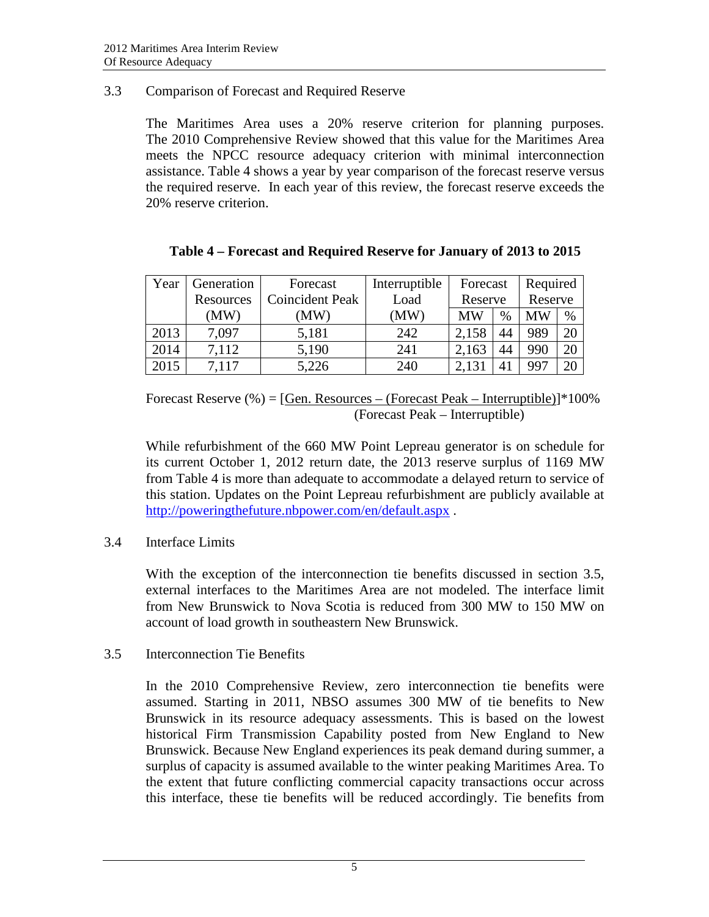## 3.3 Comparison of Forecast and Required Reserve

The Maritimes Area uses a 20% reserve criterion for planning purposes. The 2010 Comprehensive Review showed that this value for the Maritimes Area meets the NPCC resource adequacy criterion with minimal interconnection assistance. Table 4 shows a year by year comparison of the forecast reserve versus the required reserve. In each year of this review, the forecast reserve exceeds the 20% reserve criterion.

**Table 4 – Forecast and Required Reserve for January of 2013 to 2015**

| Year | Generation Resources (MW) | Forecast Coincident Peak (MW) | Interruptible Load (MW) | Forecast Reserve | | Required Reserve | |
|---|---|---|---|---|---|---|---|
| | | | | MW | % | MW | % |
| 2013 | 7,097 | 5,181 | 242 | 2,158 | 44 | 989 | 20 |
| 2014 | 7,112 | 5,190 | 241 | 2,163 | 44 | 990 | 20 |
| 2015 | 7,117 | 5,226 | 240 | 2,131 | 41 | 997 | 20 |

$$\text{Forecast Reserve (\%)} = \frac{\text{Gen. Resources} - (\text{Forecast Peak} - \text{Interruptible})}{(\text{Forecast Peak} - \text{Interruptible})} \times 100\%$$

While refurbishment of the 660 MW Point Lepreau generator is on schedule for its current October 1, 2012 return date, the 2013 reserve surplus of 1169 MW from Table 4 is more than adequate to accommodate a delayed return to service of this station. Updates on the Point Lepreau refurbishment are publicly available at http://poweringthefuture.nbpower.com/en/default.aspx .

## 3.4 Interface Limits

With the exception of the interconnection tie benefits discussed in section 3.5, external interfaces to the Maritimes Area are not modeled. The interface limit from New Brunswick to Nova Scotia is reduced from 300 MW to 150 MW on account of load growth in southeastern New Brunswick.

## 3.5 Interconnection Tie Benefits

In the 2010 Comprehensive Review, zero interconnection tie benefits were assumed. Starting in 2011, NBSO assumes 300 MW of tie benefits to New Brunswick in its resource adequacy assessments. This is based on the lowest historical Firm Transmission Capability posted from New England to New Brunswick. Because New England experiences its peak demand during summer, a surplus of capacity is assumed available to the winter peaking Maritimes Area. To the extent that future conflicting commercial capacity transactions occur across this interface, these tie benefits will be reduced accordingly. Tie benefits from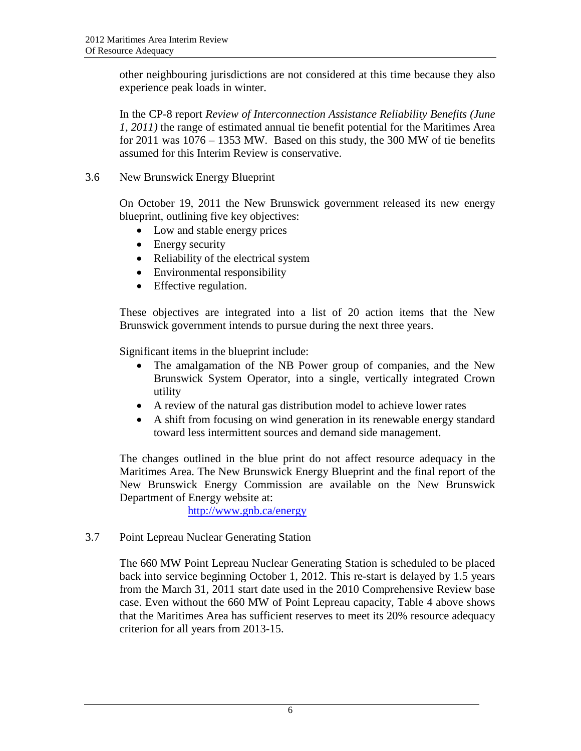other neighbouring jurisdictions are not considered at this time because they also experience peak loads in winter.

In the CP-8 report *Review of Interconnection Assistance Reliability Benefits (June 1, 2011)* the range of estimated annual tie benefit potential for the Maritimes Area for 2011 was 1076 – 1353 MW. Based on this study, the 300 MW of tie benefits assumed for this Interim Review is conservative.

## 3.6 New Brunswick Energy Blueprint

On October 19, 2011 the New Brunswick government released its new energy blueprint, outlining five key objectives:

- Low and stable energy prices
- Energy security
- Reliability of the electrical system
- Environmental responsibility
- Effective regulation.

These objectives are integrated into a list of 20 action items that the New Brunswick government intends to pursue during the next three years.

Significant items in the blueprint include:

- The amalgamation of the NB Power group of companies, and the New Brunswick System Operator, into a single, vertically integrated Crown utility
- A review of the natural gas distribution model to achieve lower rates
- A shift from focusing on wind generation in its renewable energy standard toward less intermittent sources and demand side management.

The changes outlined in the blue print do not affect resource adequacy in the Maritimes Area. The New Brunswick Energy Blueprint and the final report of the New Brunswick Energy Commission are available on the New Brunswick Department of Energy website at:

http://www.gnb.ca/energy

## 3.7 Point Lepreau Nuclear Generating Station

The 660 MW Point Lepreau Nuclear Generating Station is scheduled to be placed back into service beginning October 1, 2012. This re-start is delayed by 1.5 years from the March 31, 2011 start date used in the 2010 Comprehensive Review base case. Even without the 660 MW of Point Lepreau capacity, Table 4 above shows that the Maritimes Area has sufficient reserves to meet its 20% resource adequacy criterion for all years from 2013-15.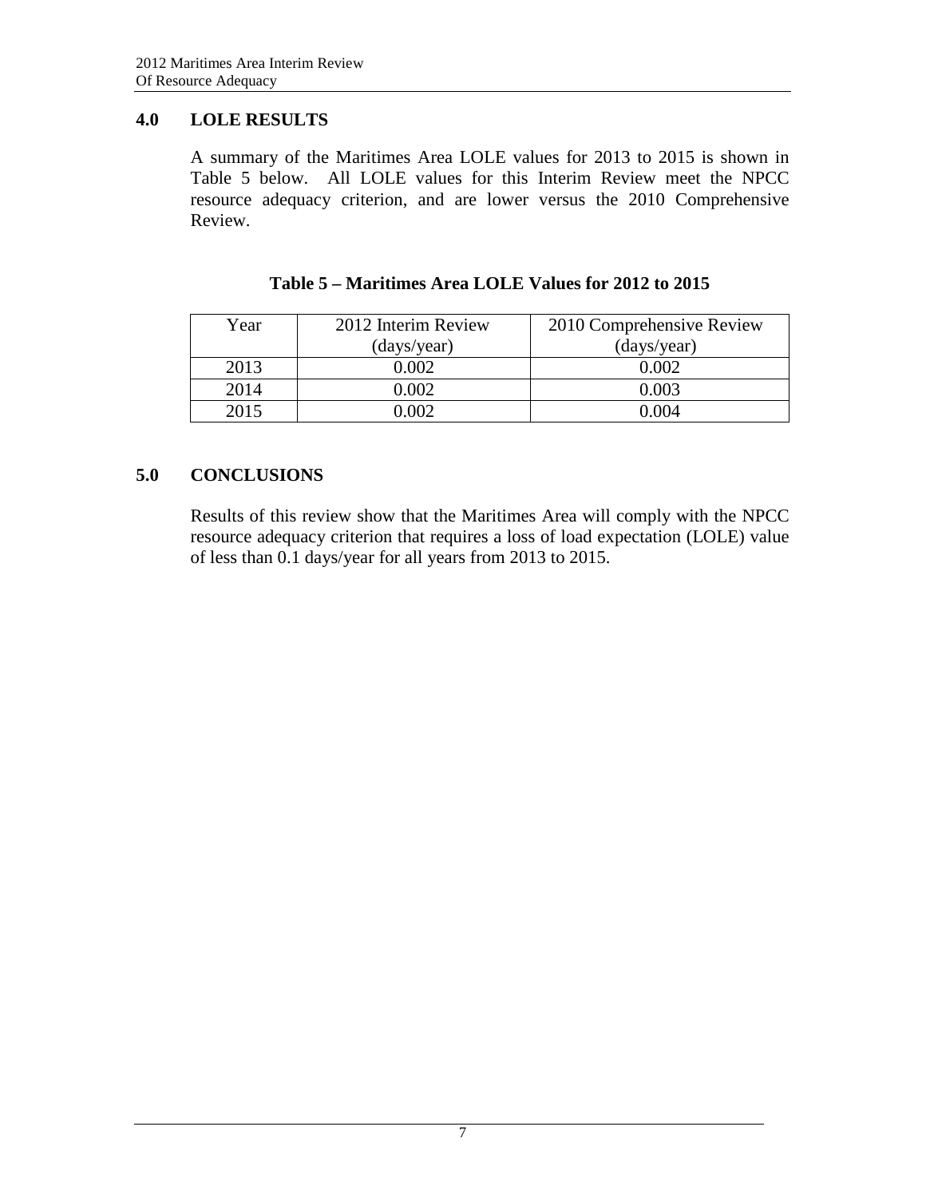## 4.0 LOLE RESULTS

A summary of the Maritimes Area LOLE values for 2013 to 2015 is shown in Table 5 below. All LOLE values for this Interim Review meet the NPCC resource adequacy criterion, and are lower versus the 2010 Comprehensive Review.

**Table 5 – Maritimes Area LOLE Values for 2012 to 2015**

| Year | 2012 Interim Review (days/year) | 2010 Comprehensive Review (days/year) |
|---|---|---|
| 2013 | 0.002 | 0.002 |
| 2014 | 0.002 | 0.003 |
| 2015 | 0.002 | 0.004 |

## 5.0 CONCLUSIONS

Results of this review show that the Maritimes Area will comply with the NPCC resource adequacy criterion that requires a loss of load expectation (LOLE) value of less than 0.1 days/year for all years from 2013 to 2015.